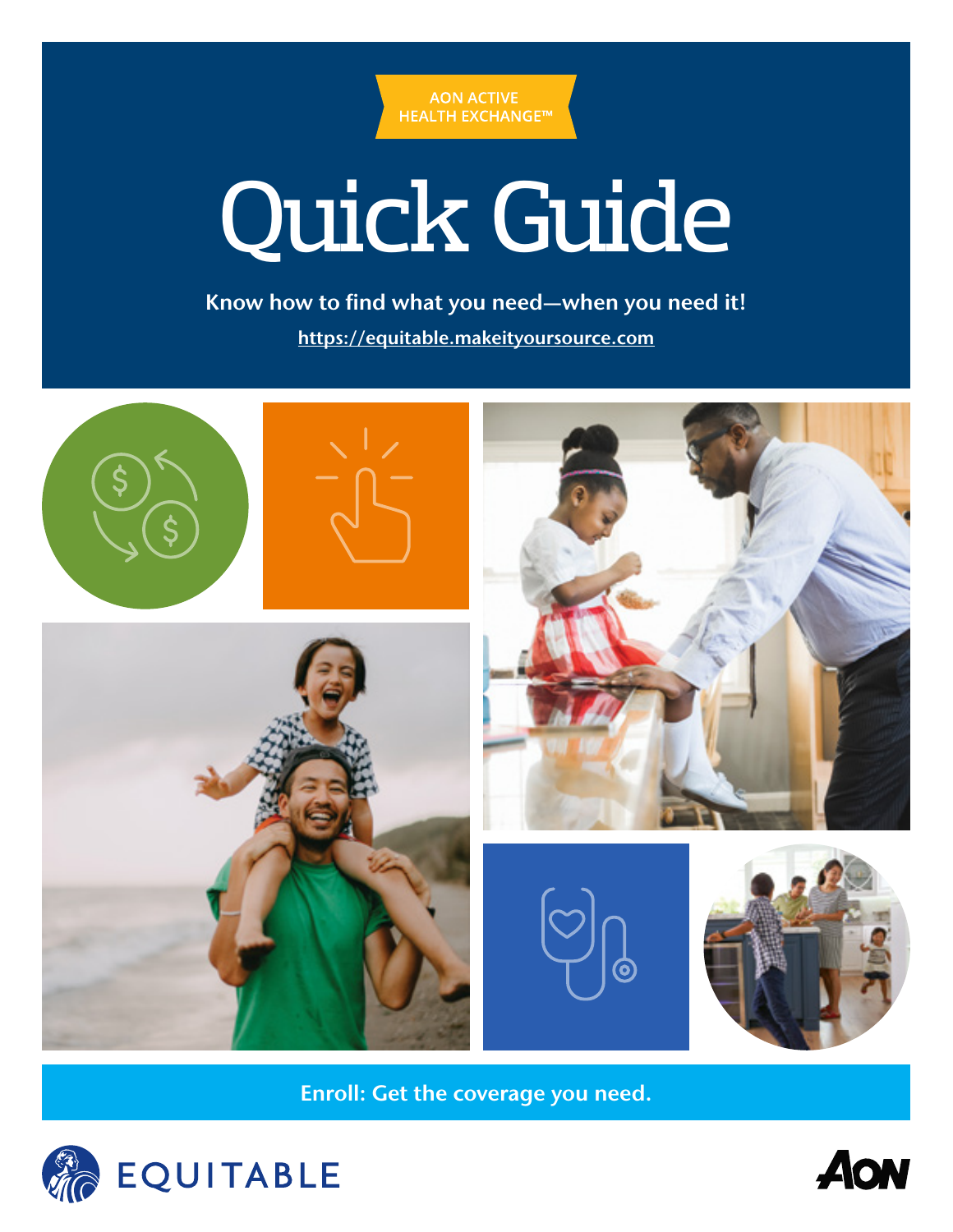AON ACTIVE HEALTH EXCHANGE™

# Quick Guide

**Know how to find what you need—when you need it!**

https://equitable.makeityoursource.com

**Enroll: Get the coverage you need.**

EQUITABLE

AON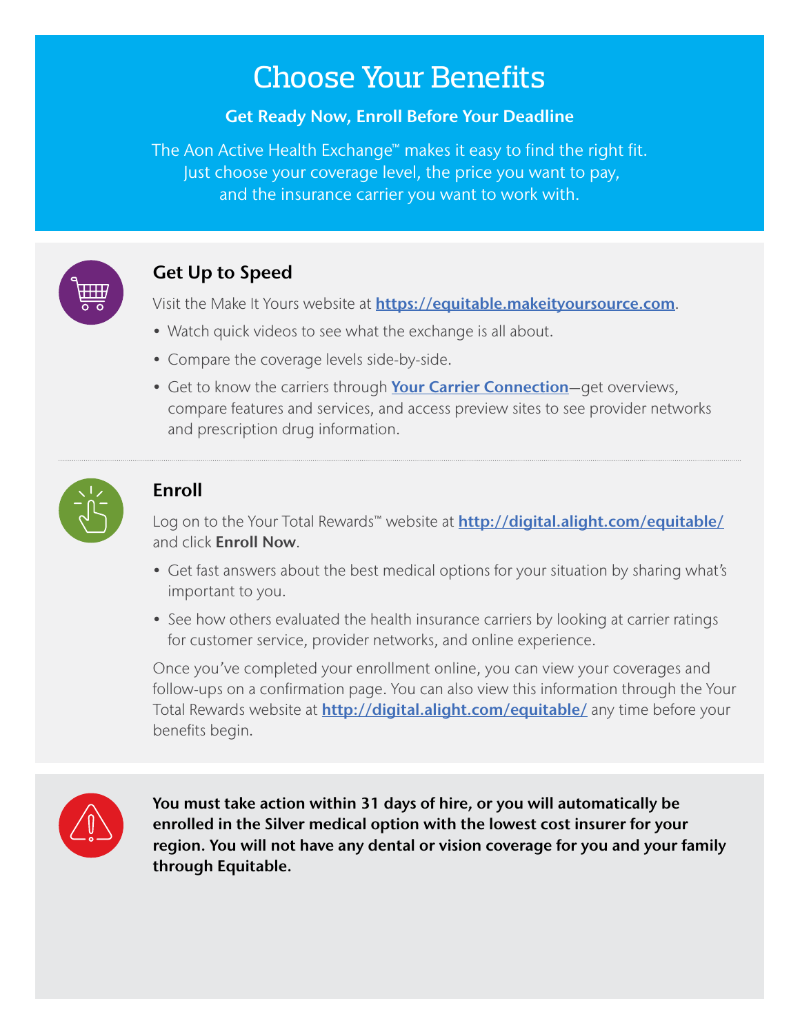# Choose Your Benefits

**Get Ready Now, Enroll Before Your Deadline**

The Aon Active Health Exchange™ makes it easy to find the right fit. Just choose your coverage level, the price you want to pay, and the insurance carrier you want to work with.

## Get Up to Speed

Visit the Make It Yours website at **https://equitable.makeityoursource.com**.

- Watch quick videos to see what the exchange is all about.
- Compare the coverage levels side-by-side.
- Get to know the carriers through **Your Carrier Connection**—get overviews, compare features and services, and access preview sites to see provider networks and prescription drug information.

## Enroll

Log on to the Your Total Rewards™ website at **http://digital.alight.com/equitable/** and click **Enroll Now**.

- Get fast answers about the best medical options for your situation by sharing what's important to you.
- See how others evaluated the health insurance carriers by looking at carrier ratings for customer service, provider networks, and online experience.

Once you've completed your enrollment online, you can view your coverages and follow-ups on a confirmation page. You can also view this information through the Your Total Rewards website at **http://digital.alight.com/equitable/** any time before your benefits begin.

**You must take action within 31 days of hire, or you will automatically be enrolled in the Silver medical option with the lowest cost insurer for your region. You will not have any dental or vision coverage for you and your family through Equitable.**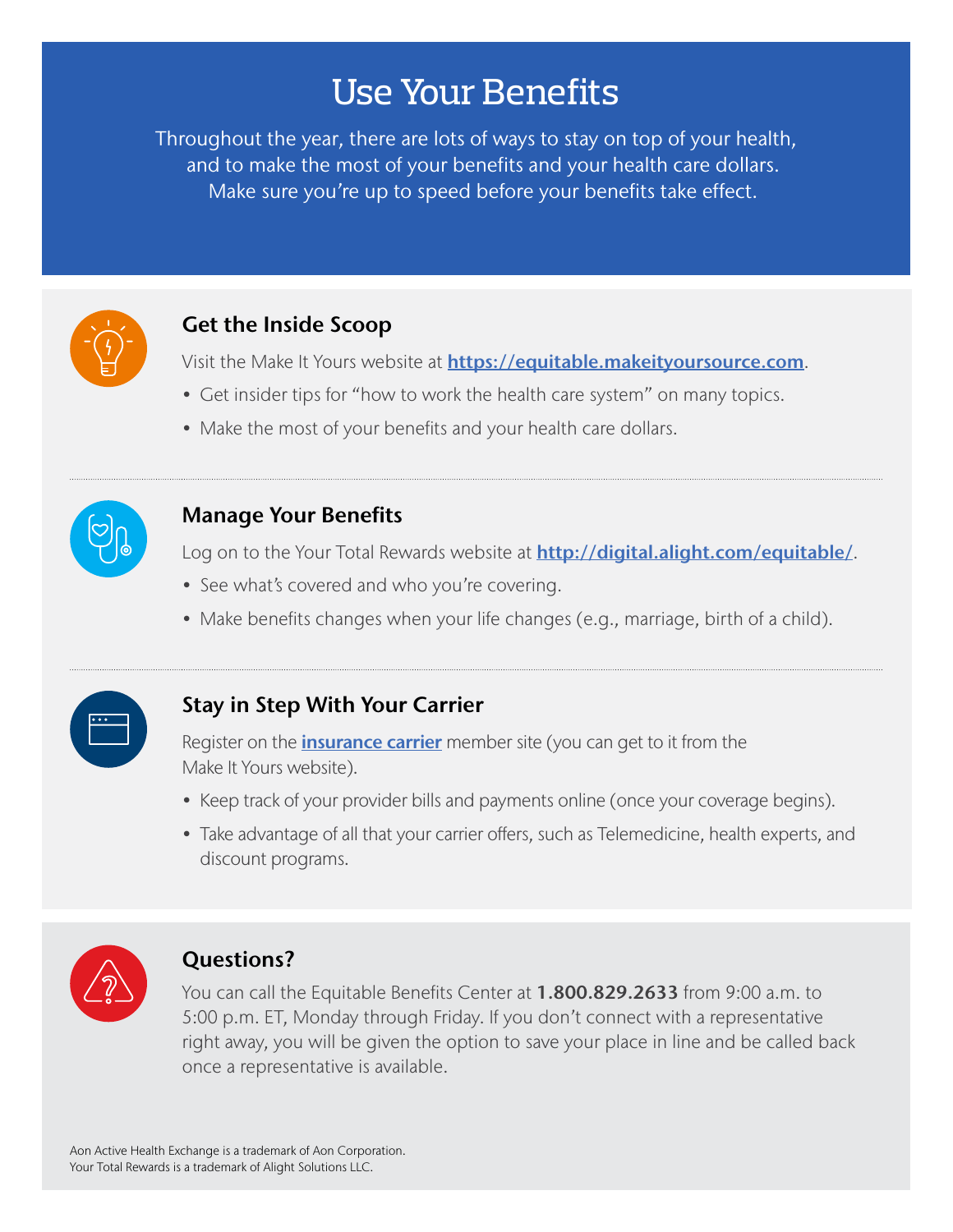# Use Your Benefits

Throughout the year, there are lots of ways to stay on top of your health, and to make the most of your benefits and your health care dollars. Make sure you're up to speed before your benefits take effect.

## Get the Inside Scoop

Visit the Make It Yours website at **https://equitable.makeityoursource.com**.

- Get insider tips for "how to work the health care system" on many topics.
- Make the most of your benefits and your health care dollars.

## Manage Your Benefits

Log on to the Your Total Rewards website at **http://digital.alight.com/equitable/**.

- See what's covered and who you're covering.
- Make benefits changes when your life changes (e.g., marriage, birth of a child).

## Stay in Step With Your Carrier

Register on the **insurance carrier** member site (you can get to it from the Make It Yours website).

- Keep track of your provider bills and payments online (once your coverage begins).
- Take advantage of all that your carrier offers, such as Telemedicine, health experts, and discount programs.

## Questions?

You can call the Equitable Benefits Center at **1.800.829.2633** from 9:00 a.m. to 5:00 p.m. ET, Monday through Friday. If you don't connect with a representative right away, you will be given the option to save your place in line and be called back once a representative is available.

Aon Active Health Exchange is a trademark of Aon Corporation.
Your Total Rewards is a trademark of Alight Solutions LLC.